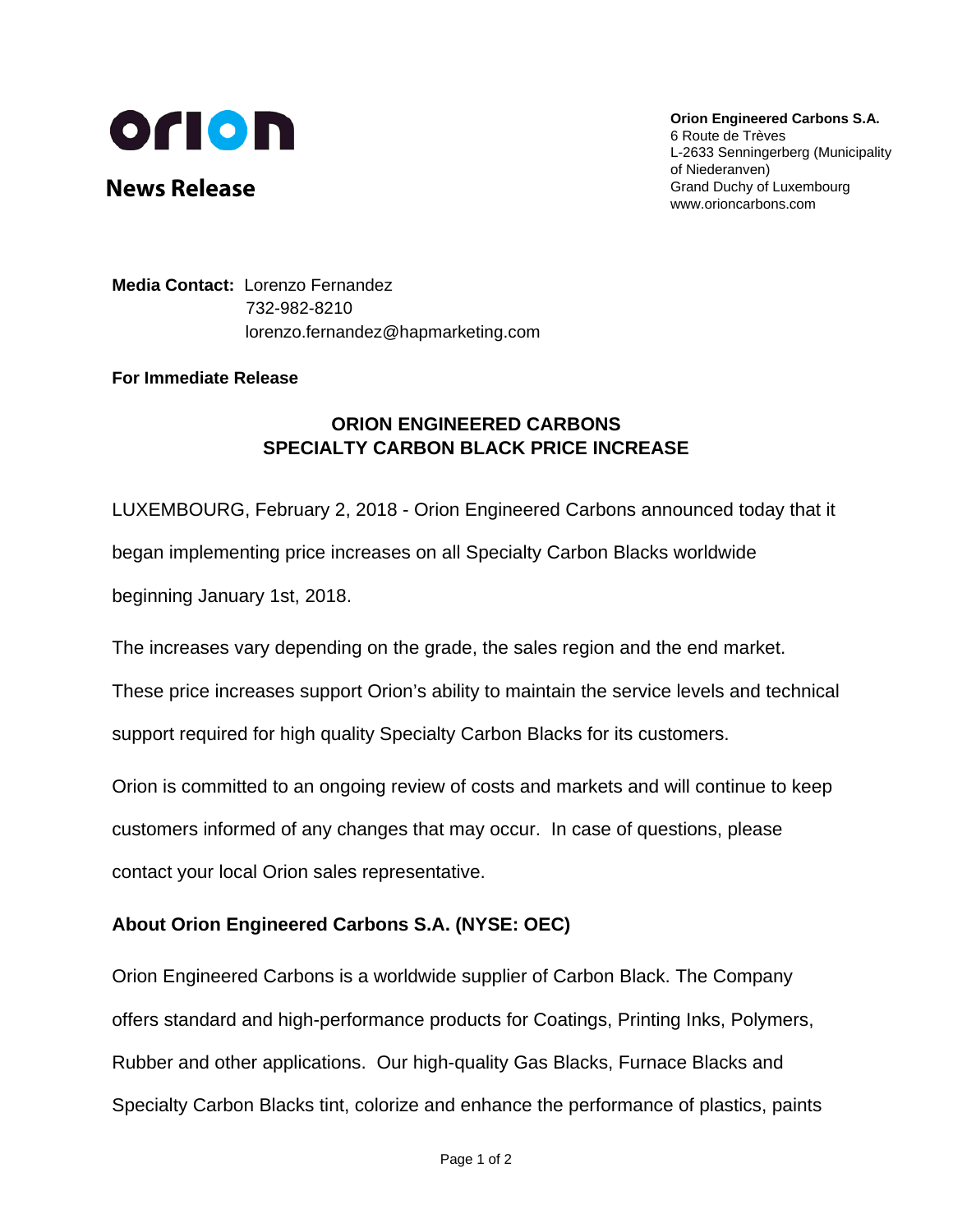orion

**News Release**

**Orion Engineered Carbons S.A.**
6 Route de Trèves
L-2633 Senningerberg (Municipality of Niederanven)
Grand Duchy of Luxembourg
www.orioncarbons.com

**Media Contact:** Lorenzo Fernandez
732-982-8210
lorenzo.fernandez@hapmarketing.com

**For Immediate Release**

## ORION ENGINEERED CARBONS SPECIALTY CARBON BLACK PRICE INCREASE

LUXEMBOURG, February 2, 2018 - Orion Engineered Carbons announced today that it began implementing price increases on all Specialty Carbon Blacks worldwide beginning January 1st, 2018.

The increases vary depending on the grade, the sales region and the end market. These price increases support Orion's ability to maintain the service levels and technical support required for high quality Specialty Carbon Blacks for its customers.

Orion is committed to an ongoing review of costs and markets and will continue to keep customers informed of any changes that may occur. In case of questions, please contact your local Orion sales representative.

### About Orion Engineered Carbons S.A. (NYSE: OEC)

Orion Engineered Carbons is a worldwide supplier of Carbon Black. The Company offers standard and high-performance products for Coatings, Printing Inks, Polymers, Rubber and other applications. Our high-quality Gas Blacks, Furnace Blacks and Specialty Carbon Blacks tint, colorize and enhance the performance of plastics, paints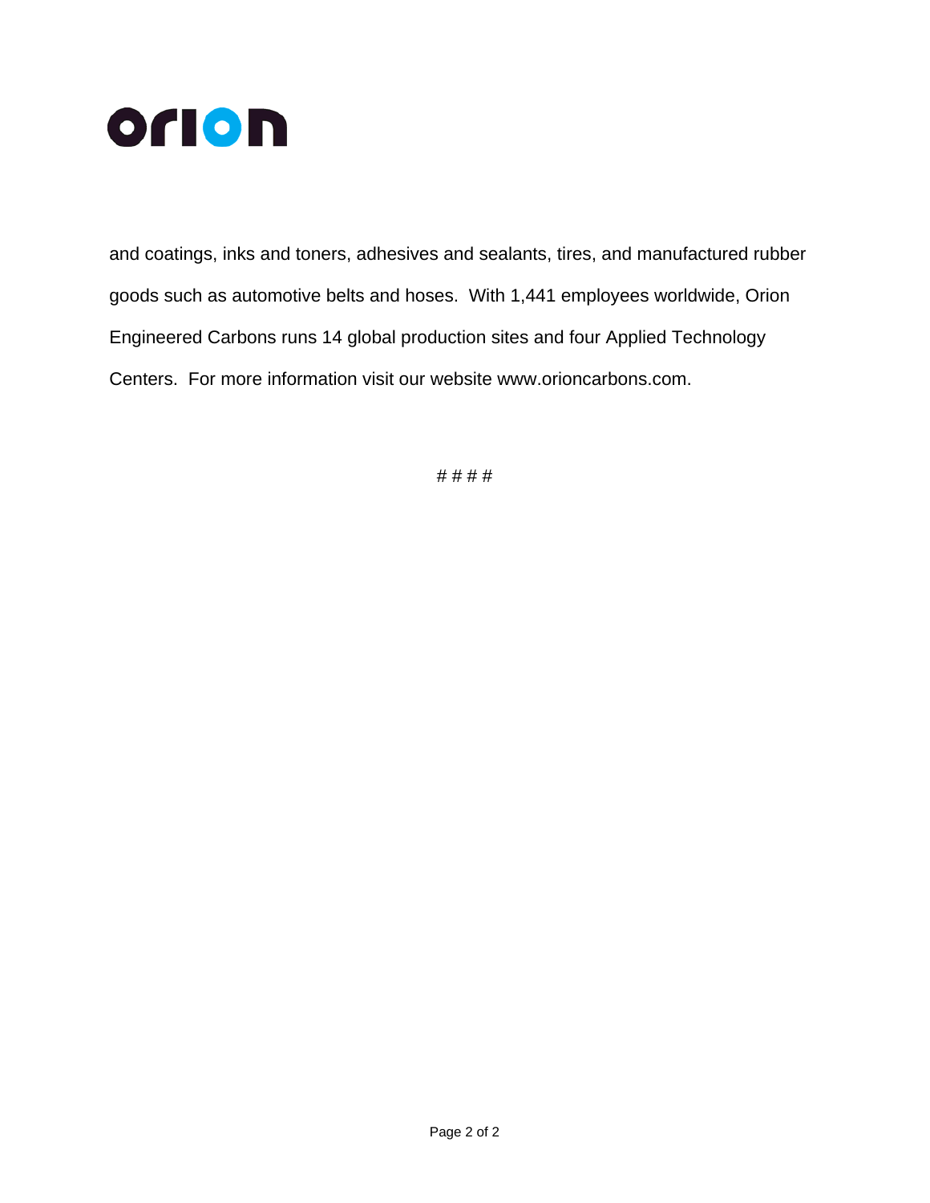and coatings, inks and toners, adhesives and sealants, tires, and manufactured rubber goods such as automotive belts and hoses.  With 1,441 employees worldwide, Orion Engineered Carbons runs 14 global production sites and four Applied Technology Centers.  For more information visit our website www.orioncarbons.com.

# # # #